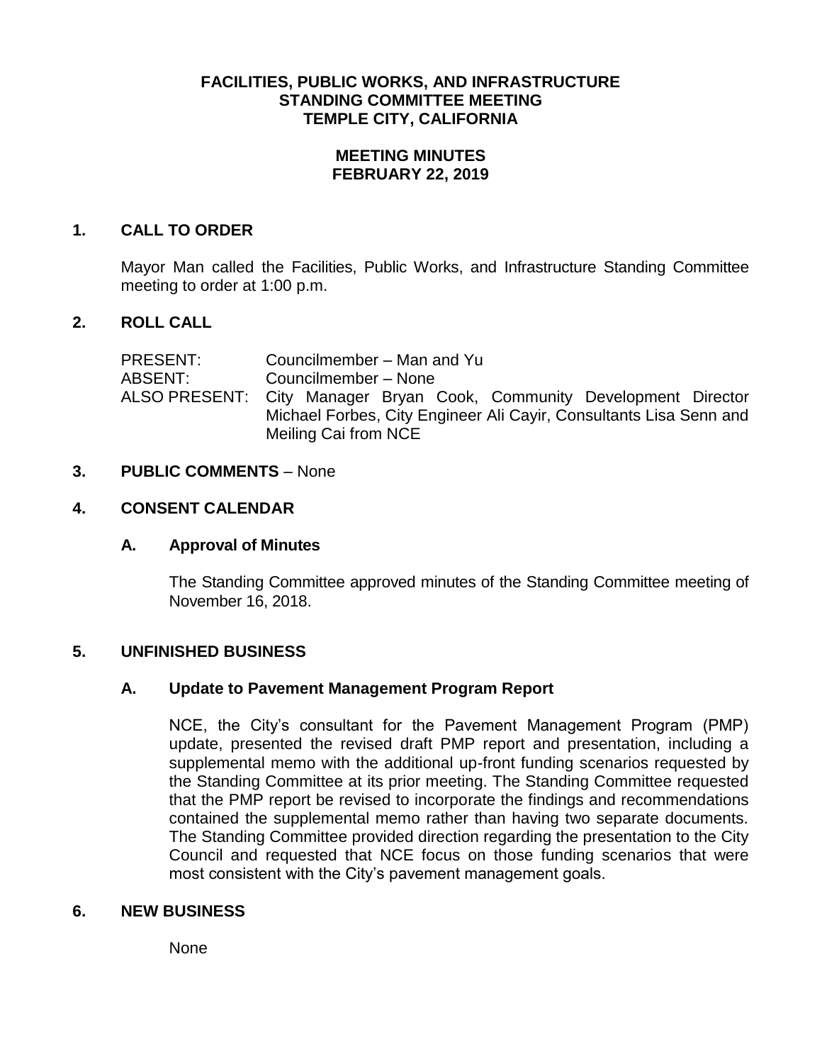# FACILITIES, PUBLIC WORKS, AND INFRASTRUCTURE STANDING COMMITTEE MEETING TEMPLE CITY, CALIFORNIA

## MEETING MINUTES FEBRUARY 22, 2019

## 1. CALL TO ORDER

Mayor Man called the Facilities, Public Works, and Infrastructure Standing Committee meeting to order at 1:00 p.m.

## 2. ROLL CALL

PRESENT: Councilmember – Man and Yu
ABSENT: Councilmember – None
ALSO PRESENT: City Manager Bryan Cook, Community Development Director Michael Forbes, City Engineer Ali Cayir, Consultants Lisa Senn and Meiling Cai from NCE

## 3. PUBLIC COMMENTS – None

## 4. CONSENT CALENDAR

### A. Approval of Minutes

The Standing Committee approved minutes of the Standing Committee meeting of November 16, 2018.

## 5. UNFINISHED BUSINESS

### A. Update to Pavement Management Program Report

NCE, the City's consultant for the Pavement Management Program (PMP) update, presented the revised draft PMP report and presentation, including a supplemental memo with the additional up-front funding scenarios requested by the Standing Committee at its prior meeting. The Standing Committee requested that the PMP report be revised to incorporate the findings and recommendations contained the supplemental memo rather than having two separate documents. The Standing Committee provided direction regarding the presentation to the City Council and requested that NCE focus on those funding scenarios that were most consistent with the City's pavement management goals.

## 6. NEW BUSINESS

None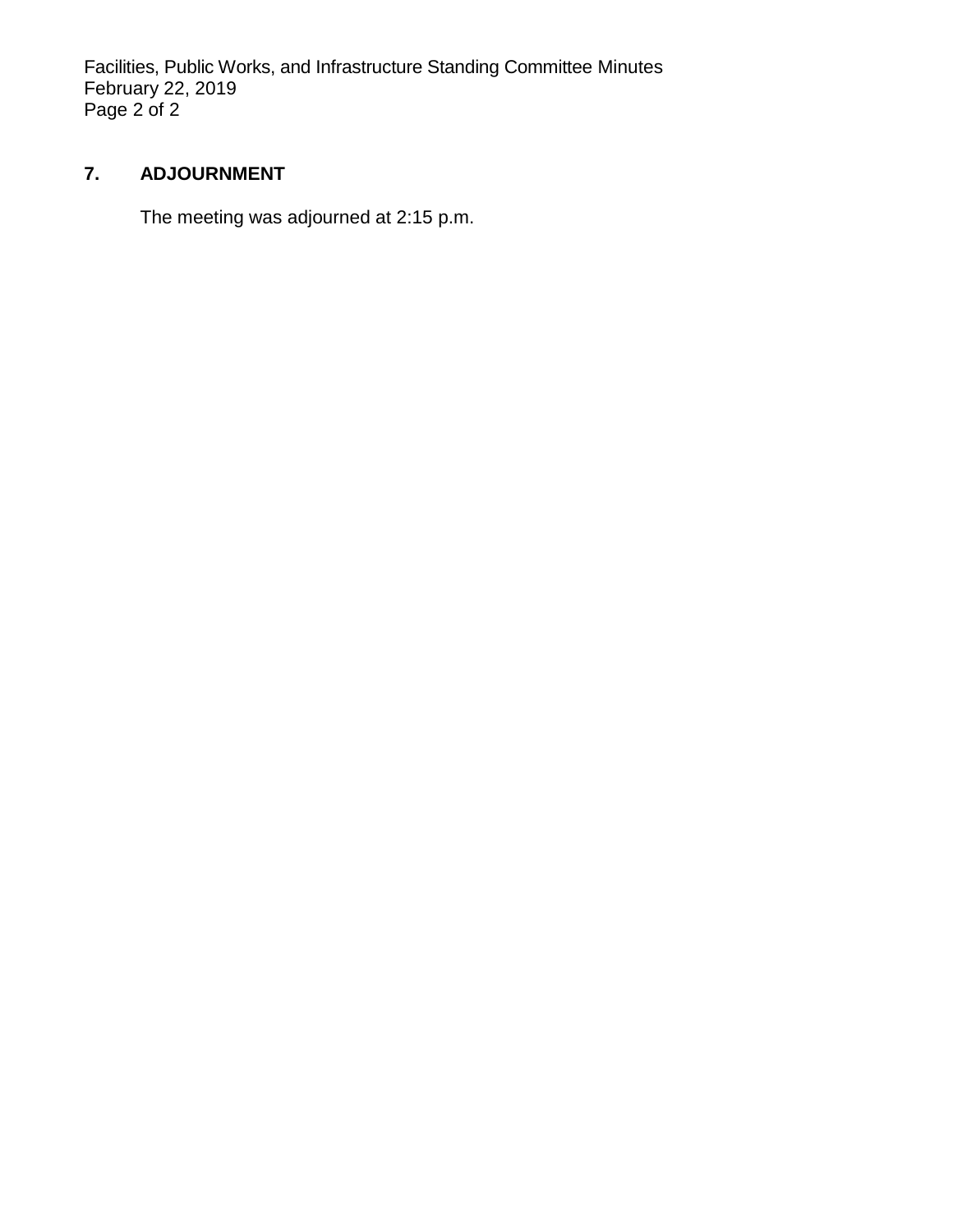## 7. ADJOURNMENT

The meeting was adjourned at 2:15 p.m.